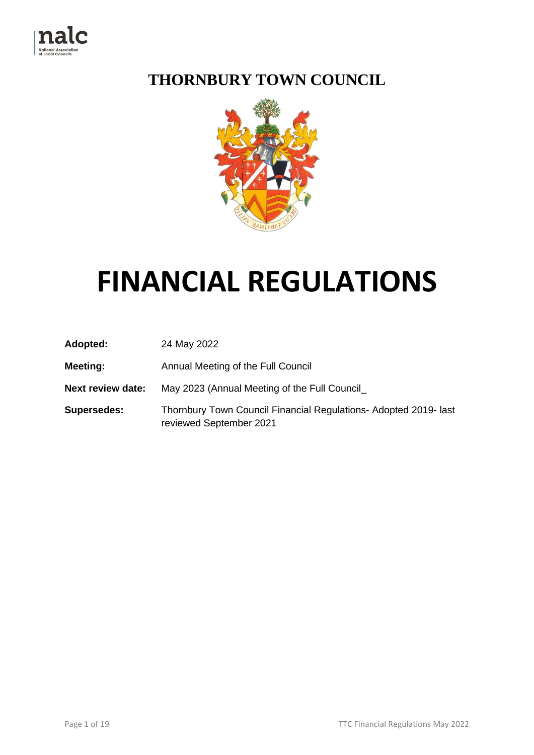# THORNBURY TOWN COUNCIL

# FINANCIAL REGULATIONS

| | |
|---|---|
| **Adopted:** | 24 May 2022 |
| **Meeting:** | Annual Meeting of the Full Council |
| **Next review date:** | May 2023 (Annual Meeting of the Full Council_ |
| **Supersedes:** | Thornbury Town Council Financial Regulations- Adopted 2019- last reviewed September 2021 |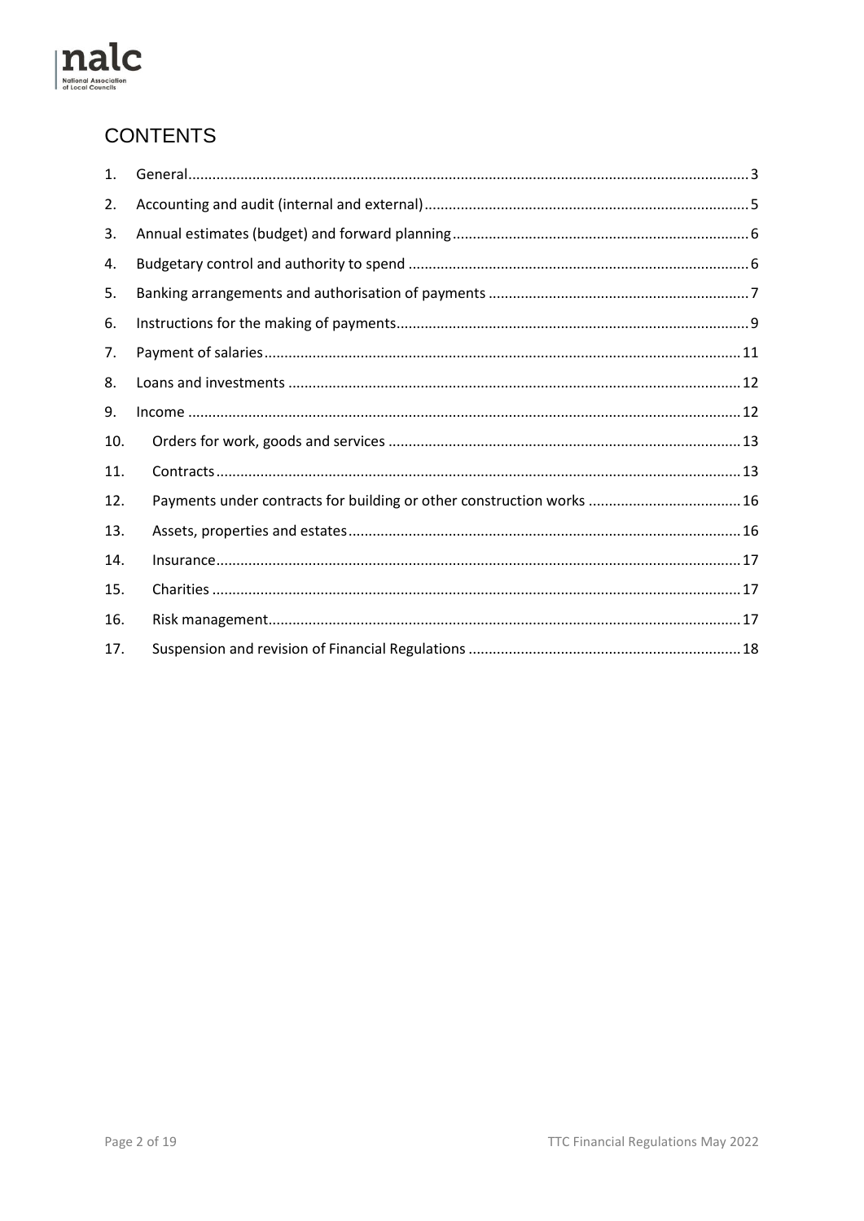# CONTENTS

1. General ... 3
2. Accounting and audit (internal and external) ... 5
3. Annual estimates (budget) and forward planning ... 6
4. Budgetary control and authority to spend ... 6
5. Banking arrangements and authorisation of payments ... 7
6. Instructions for the making of payments ... 9
7. Payment of salaries ... 11
8. Loans and investments ... 12
9. Income ... 12
10. Orders for work, goods and services ... 13
11. Contracts ... 13
12. Payments under contracts for building or other construction works ... 16
13. Assets, properties and estates ... 16
14. Insurance ... 17
15. Charities ... 17
16. Risk management ... 17
17. Suspension and revision of Financial Regulations ... 18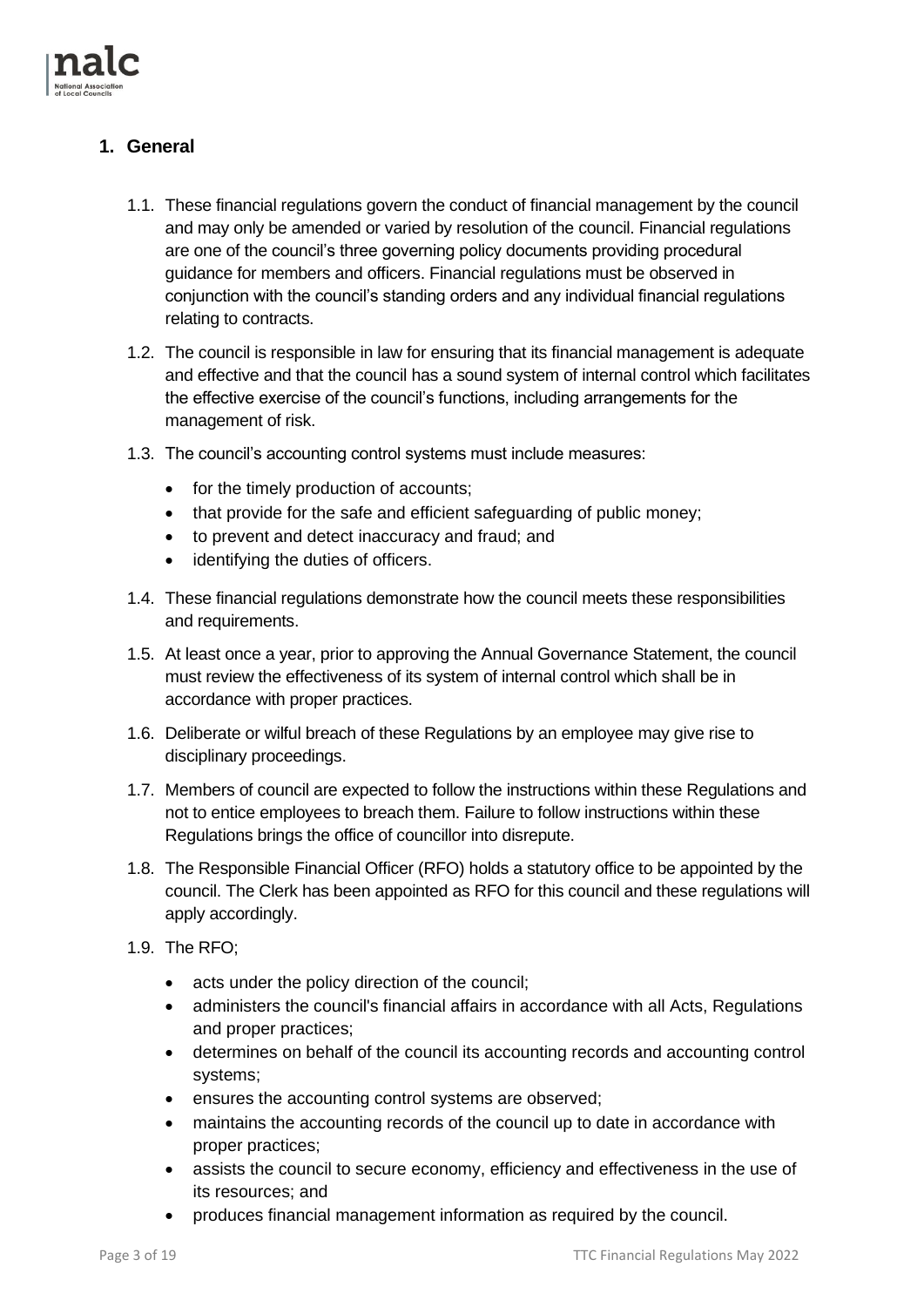## 1. General

1.1. These financial regulations govern the conduct of financial management by the council and may only be amended or varied by resolution of the council. Financial regulations are one of the council's three governing policy documents providing procedural guidance for members and officers. Financial regulations must be observed in conjunction with the council's standing orders and any individual financial regulations relating to contracts.

1.2. The council is responsible in law for ensuring that its financial management is adequate and effective and that the council has a sound system of internal control which facilitates the effective exercise of the council's functions, including arrangements for the management of risk.

1.3. The council's accounting control systems must include measures:

- for the timely production of accounts;
- that provide for the safe and efficient safeguarding of public money;
- to prevent and detect inaccuracy and fraud; and
- identifying the duties of officers.

1.4. These financial regulations demonstrate how the council meets these responsibilities and requirements.

1.5. At least once a year, prior to approving the Annual Governance Statement, the council must review the effectiveness of its system of internal control which shall be in accordance with proper practices.

1.6. Deliberate or wilful breach of these Regulations by an employee may give rise to disciplinary proceedings.

1.7. Members of council are expected to follow the instructions within these Regulations and not to entice employees to breach them. Failure to follow instructions within these Regulations brings the office of councillor into disrepute.

1.8. The Responsible Financial Officer (RFO) holds a statutory office to be appointed by the council. The Clerk has been appointed as RFO for this council and these regulations will apply accordingly.

1.9. The RFO;

- acts under the policy direction of the council;
- administers the council's financial affairs in accordance with all Acts, Regulations and proper practices;
- determines on behalf of the council its accounting records and accounting control systems;
- ensures the accounting control systems are observed;
- maintains the accounting records of the council up to date in accordance with proper practices;
- assists the council to secure economy, efficiency and effectiveness in the use of its resources; and
- produces financial management information as required by the council.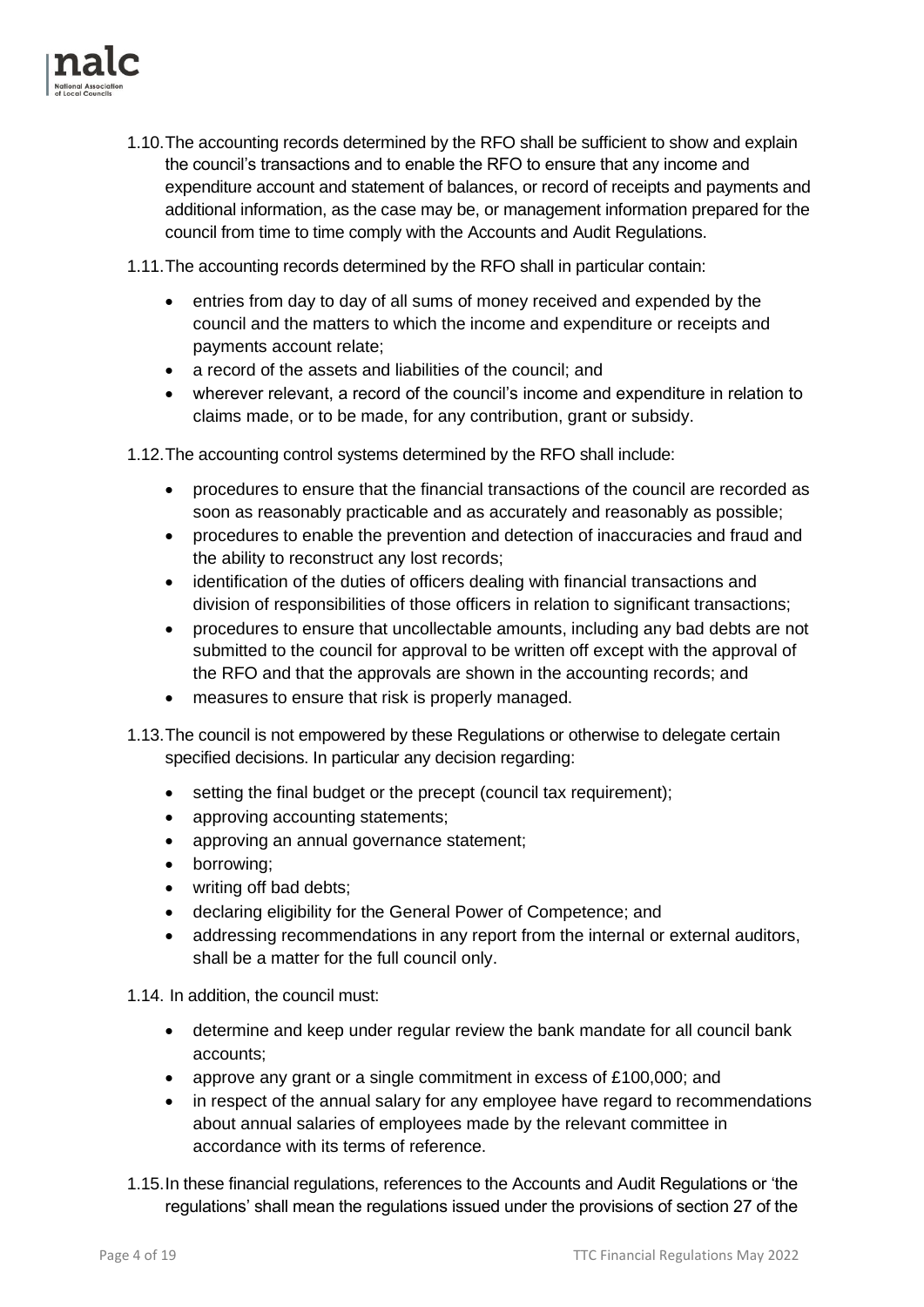1.10. The accounting records determined by the RFO shall be sufficient to show and explain the council's transactions and to enable the RFO to ensure that any income and expenditure account and statement of balances, or record of receipts and payments and additional information, as the case may be, or management information prepared for the council from time to time comply with the Accounts and Audit Regulations.

1.11. The accounting records determined by the RFO shall in particular contain:

- entries from day to day of all sums of money received and expended by the council and the matters to which the income and expenditure or receipts and payments account relate;
- a record of the assets and liabilities of the council; and
- wherever relevant, a record of the council's income and expenditure in relation to claims made, or to be made, for any contribution, grant or subsidy.

1.12. The accounting control systems determined by the RFO shall include:

- procedures to ensure that the financial transactions of the council are recorded as soon as reasonably practicable and as accurately and reasonably as possible;
- procedures to enable the prevention and detection of inaccuracies and fraud and the ability to reconstruct any lost records;
- identification of the duties of officers dealing with financial transactions and division of responsibilities of those officers in relation to significant transactions;
- procedures to ensure that uncollectable amounts, including any bad debts are not submitted to the council for approval to be written off except with the approval of the RFO and that the approvals are shown in the accounting records; and
- measures to ensure that risk is properly managed.

1.13. The council is not empowered by these Regulations or otherwise to delegate certain specified decisions. In particular any decision regarding:

- setting the final budget or the precept (council tax requirement);
- approving accounting statements;
- approving an annual governance statement;
- borrowing;
- writing off bad debts;
- declaring eligibility for the General Power of Competence; and
- addressing recommendations in any report from the internal or external auditors, shall be a matter for the full council only.

1.14. In addition, the council must:

- determine and keep under regular review the bank mandate for all council bank accounts;
- approve any grant or a single commitment in excess of £100,000; and
- in respect of the annual salary for any employee have regard to recommendations about annual salaries of employees made by the relevant committee in accordance with its terms of reference.

1.15. In these financial regulations, references to the Accounts and Audit Regulations or 'the regulations' shall mean the regulations issued under the provisions of section 27 of the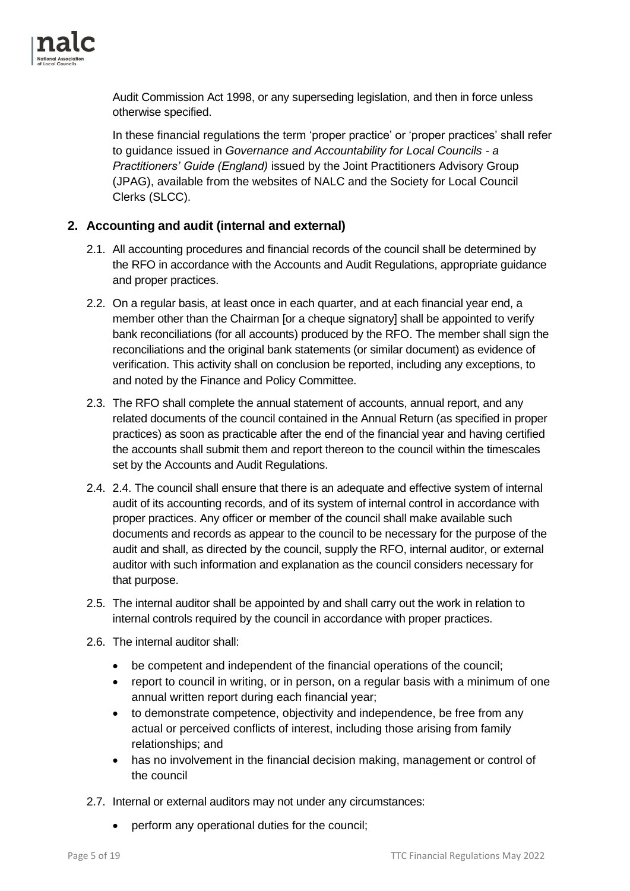Audit Commission Act 1998, or any superseding legislation, and then in force unless otherwise specified.

In these financial regulations the term 'proper practice' or 'proper practices' shall refer to guidance issued in *Governance and Accountability for Local Councils - a Practitioners' Guide (England)* issued by the Joint Practitioners Advisory Group (JPAG), available from the websites of NALC and the Society for Local Council Clerks (SLCC).

## 2. Accounting and audit (internal and external)

2.1. All accounting procedures and financial records of the council shall be determined by the RFO in accordance with the Accounts and Audit Regulations, appropriate guidance and proper practices.

2.2. On a regular basis, at least once in each quarter, and at each financial year end, a member other than the Chairman [or a cheque signatory] shall be appointed to verify bank reconciliations (for all accounts) produced by the RFO. The member shall sign the reconciliations and the original bank statements (or similar document) as evidence of verification. This activity shall on conclusion be reported, including any exceptions, to and noted by the Finance and Policy Committee.

2.3. The RFO shall complete the annual statement of accounts, annual report, and any related documents of the council contained in the Annual Return (as specified in proper practices) as soon as practicable after the end of the financial year and having certified the accounts shall submit them and report thereon to the council within the timescales set by the Accounts and Audit Regulations.

2.4. 2.4. The council shall ensure that there is an adequate and effective system of internal audit of its accounting records, and of its system of internal control in accordance with proper practices. Any officer or member of the council shall make available such documents and records as appear to the council to be necessary for the purpose of the audit and shall, as directed by the council, supply the RFO, internal auditor, or external auditor with such information and explanation as the council considers necessary for that purpose.

2.5. The internal auditor shall be appointed by and shall carry out the work in relation to internal controls required by the council in accordance with proper practices.

2.6. The internal auditor shall:

- be competent and independent of the financial operations of the council;
- report to council in writing, or in person, on a regular basis with a minimum of one annual written report during each financial year;
- to demonstrate competence, objectivity and independence, be free from any actual or perceived conflicts of interest, including those arising from family relationships; and
- has no involvement in the financial decision making, management or control of the council

2.7. Internal or external auditors may not under any circumstances:

- perform any operational duties for the council;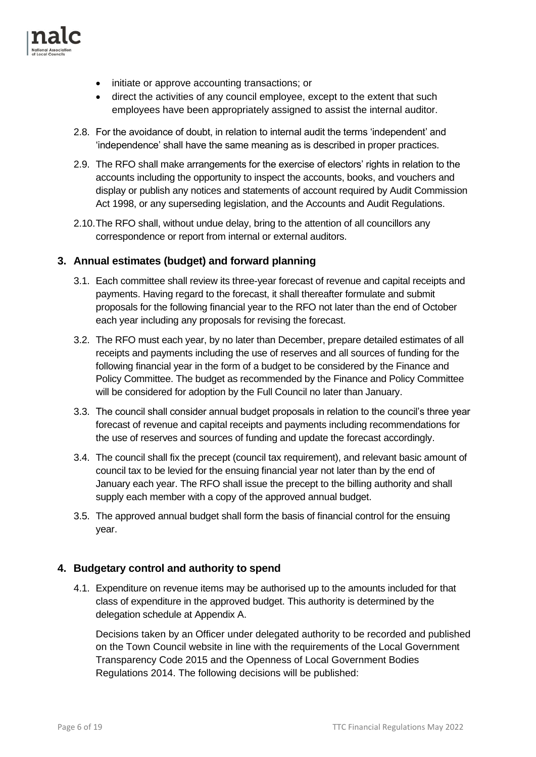- initiate or approve accounting transactions; or
- direct the activities of any council employee, except to the extent that such employees have been appropriately assigned to assist the internal auditor.

2.8. For the avoidance of doubt, in relation to internal audit the terms 'independent' and 'independence' shall have the same meaning as is described in proper practices.

2.9. The RFO shall make arrangements for the exercise of electors' rights in relation to the accounts including the opportunity to inspect the accounts, books, and vouchers and display or publish any notices and statements of account required by Audit Commission Act 1998, or any superseding legislation, and the Accounts and Audit Regulations.

2.10. The RFO shall, without undue delay, bring to the attention of all councillors any correspondence or report from internal or external auditors.

## 3. Annual estimates (budget) and forward planning

3.1. Each committee shall review its three-year forecast of revenue and capital receipts and payments. Having regard to the forecast, it shall thereafter formulate and submit proposals for the following financial year to the RFO not later than the end of October each year including any proposals for revising the forecast.

3.2. The RFO must each year, by no later than December, prepare detailed estimates of all receipts and payments including the use of reserves and all sources of funding for the following financial year in the form of a budget to be considered by the Finance and Policy Committee. The budget as recommended by the Finance and Policy Committee will be considered for adoption by the Full Council no later than January.

3.3. The council shall consider annual budget proposals in relation to the council's three year forecast of revenue and capital receipts and payments including recommendations for the use of reserves and sources of funding and update the forecast accordingly.

3.4. The council shall fix the precept (council tax requirement), and relevant basic amount of council tax to be levied for the ensuing financial year not later than by the end of January each year. The RFO shall issue the precept to the billing authority and shall supply each member with a copy of the approved annual budget.

3.5. The approved annual budget shall form the basis of financial control for the ensuing year.

## 4. Budgetary control and authority to spend

4.1. Expenditure on revenue items may be authorised up to the amounts included for that class of expenditure in the approved budget. This authority is determined by the delegation schedule at Appendix A.

Decisions taken by an Officer under delegated authority to be recorded and published on the Town Council website in line with the requirements of the Local Government Transparency Code 2015 and the Openness of Local Government Bodies Regulations 2014. The following decisions will be published: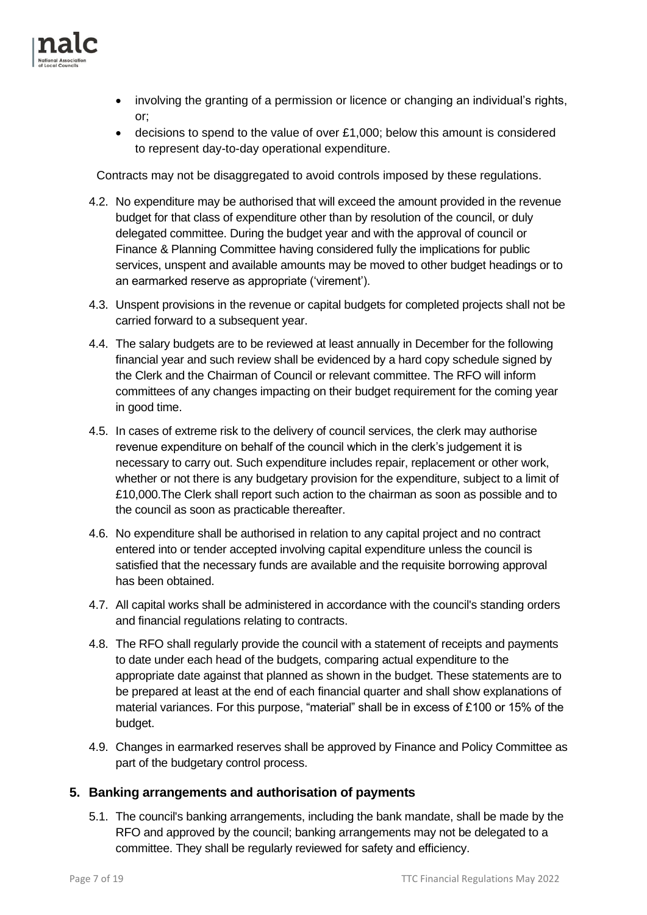- involving the granting of a permission or licence or changing an individual's rights, or;
- decisions to spend to the value of over £1,000; below this amount is considered to represent day-to-day operational expenditure.

Contracts may not be disaggregated to avoid controls imposed by these regulations.

4.2. No expenditure may be authorised that will exceed the amount provided in the revenue budget for that class of expenditure other than by resolution of the council, or duly delegated committee. During the budget year and with the approval of council or Finance & Planning Committee having considered fully the implications for public services, unspent and available amounts may be moved to other budget headings or to an earmarked reserve as appropriate ('virement').

4.3. Unspent provisions in the revenue or capital budgets for completed projects shall not be carried forward to a subsequent year.

4.4. The salary budgets are to be reviewed at least annually in December for the following financial year and such review shall be evidenced by a hard copy schedule signed by the Clerk and the Chairman of Council or relevant committee. The RFO will inform committees of any changes impacting on their budget requirement for the coming year in good time.

4.5. In cases of extreme risk to the delivery of council services, the clerk may authorise revenue expenditure on behalf of the council which in the clerk's judgement it is necessary to carry out. Such expenditure includes repair, replacement or other work, whether or not there is any budgetary provision for the expenditure, subject to a limit of £10,000.The Clerk shall report such action to the chairman as soon as possible and to the council as soon as practicable thereafter.

4.6. No expenditure shall be authorised in relation to any capital project and no contract entered into or tender accepted involving capital expenditure unless the council is satisfied that the necessary funds are available and the requisite borrowing approval has been obtained.

4.7. All capital works shall be administered in accordance with the council's standing orders and financial regulations relating to contracts.

4.8. The RFO shall regularly provide the council with a statement of receipts and payments to date under each head of the budgets, comparing actual expenditure to the appropriate date against that planned as shown in the budget. These statements are to be prepared at least at the end of each financial quarter and shall show explanations of material variances. For this purpose, "material" shall be in excess of £100 or 15% of the budget.

4.9. Changes in earmarked reserves shall be approved by Finance and Policy Committee as part of the budgetary control process.

## 5. Banking arrangements and authorisation of payments

5.1. The council's banking arrangements, including the bank mandate, shall be made by the RFO and approved by the council; banking arrangements may not be delegated to a committee. They shall be regularly reviewed for safety and efficiency.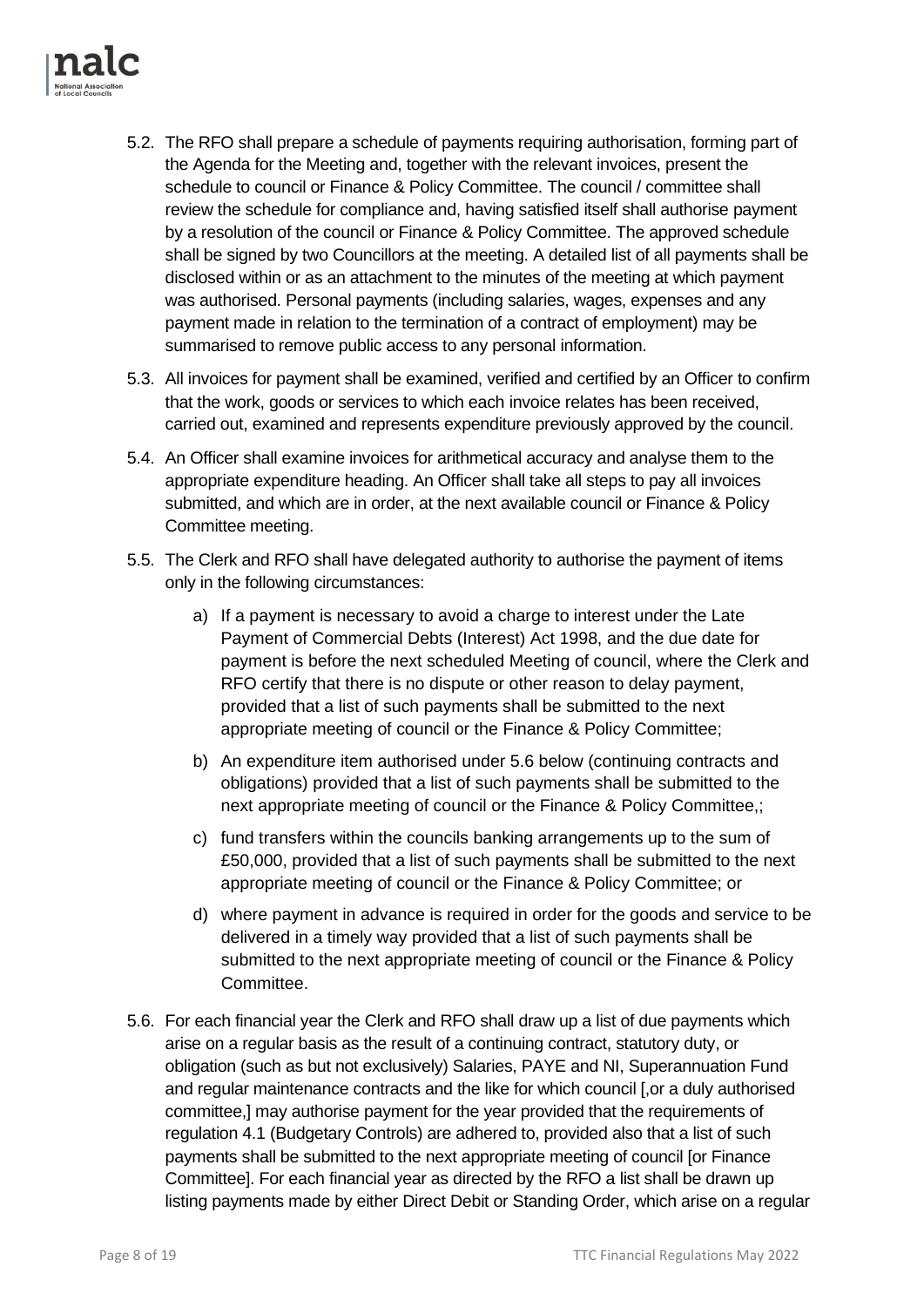5.2. The RFO shall prepare a schedule of payments requiring authorisation, forming part of the Agenda for the Meeting and, together with the relevant invoices, present the schedule to council or Finance & Policy Committee. The council / committee shall review the schedule for compliance and, having satisfied itself shall authorise payment by a resolution of the council or Finance & Policy Committee. The approved schedule shall be signed by two Councillors at the meeting. A detailed list of all payments shall be disclosed within or as an attachment to the minutes of the meeting at which payment was authorised. Personal payments (including salaries, wages, expenses and any payment made in relation to the termination of a contract of employment) may be summarised to remove public access to any personal information.

5.3. All invoices for payment shall be examined, verified and certified by an Officer to confirm that the work, goods or services to which each invoice relates has been received, carried out, examined and represents expenditure previously approved by the council.

5.4. An Officer shall examine invoices for arithmetical accuracy and analyse them to the appropriate expenditure heading. An Officer shall take all steps to pay all invoices submitted, and which are in order, at the next available council or Finance & Policy Committee meeting.

5.5. The Clerk and RFO shall have delegated authority to authorise the payment of items only in the following circumstances:

a) If a payment is necessary to avoid a charge to interest under the Late Payment of Commercial Debts (Interest) Act 1998, and the due date for payment is before the next scheduled Meeting of council, where the Clerk and RFO certify that there is no dispute or other reason to delay payment, provided that a list of such payments shall be submitted to the next appropriate meeting of council or the Finance & Policy Committee;

b) An expenditure item authorised under 5.6 below (continuing contracts and obligations) provided that a list of such payments shall be submitted to the next appropriate meeting of council or the Finance & Policy Committee,;

c) fund transfers within the councils banking arrangements up to the sum of £50,000, provided that a list of such payments shall be submitted to the next appropriate meeting of council or the Finance & Policy Committee; or

d) where payment in advance is required in order for the goods and service to be delivered in a timely way provided that a list of such payments shall be submitted to the next appropriate meeting of council or the Finance & Policy Committee.

5.6. For each financial year the Clerk and RFO shall draw up a list of due payments which arise on a regular basis as the result of a continuing contract, statutory duty, or obligation (such as but not exclusively) Salaries, PAYE and NI, Superannuation Fund and regular maintenance contracts and the like for which council [,or a duly authorised committee,] may authorise payment for the year provided that the requirements of regulation 4.1 (Budgetary Controls) are adhered to, provided also that a list of such payments shall be submitted to the next appropriate meeting of council [or Finance Committee]. For each financial year as directed by the RFO a list shall be drawn up listing payments made by either Direct Debit or Standing Order, which arise on a regular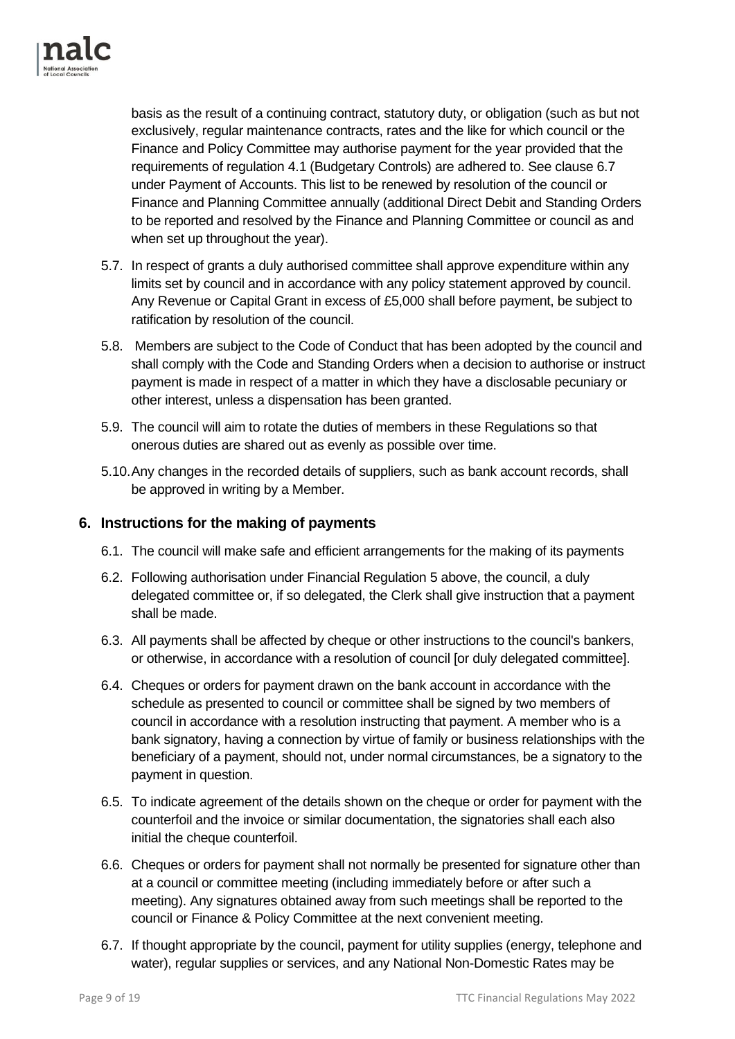basis as the result of a continuing contract, statutory duty, or obligation (such as but not exclusively, regular maintenance contracts, rates and the like for which council or the Finance and Policy Committee may authorise payment for the year provided that the requirements of regulation 4.1 (Budgetary Controls) are adhered to. See clause 6.7 under Payment of Accounts. This list to be renewed by resolution of the council or Finance and Planning Committee annually (additional Direct Debit and Standing Orders to be reported and resolved by the Finance and Planning Committee or council as and when set up throughout the year).

5.7. In respect of grants a duly authorised committee shall approve expenditure within any limits set by council and in accordance with any policy statement approved by council. Any Revenue or Capital Grant in excess of £5,000 shall before payment, be subject to ratification by resolution of the council.

5.8. Members are subject to the Code of Conduct that has been adopted by the council and shall comply with the Code and Standing Orders when a decision to authorise or instruct payment is made in respect of a matter in which they have a disclosable pecuniary or other interest, unless a dispensation has been granted.

5.9. The council will aim to rotate the duties of members in these Regulations so that onerous duties are shared out as evenly as possible over time.

5.10. Any changes in the recorded details of suppliers, such as bank account records, shall be approved in writing by a Member.

## 6. Instructions for the making of payments

6.1. The council will make safe and efficient arrangements for the making of its payments

6.2. Following authorisation under Financial Regulation 5 above, the council, a duly delegated committee or, if so delegated, the Clerk shall give instruction that a payment shall be made.

6.3. All payments shall be affected by cheque or other instructions to the council's bankers, or otherwise, in accordance with a resolution of council [or duly delegated committee].

6.4. Cheques or orders for payment drawn on the bank account in accordance with the schedule as presented to council or committee shall be signed by two members of council in accordance with a resolution instructing that payment. A member who is a bank signatory, having a connection by virtue of family or business relationships with the beneficiary of a payment, should not, under normal circumstances, be a signatory to the payment in question.

6.5. To indicate agreement of the details shown on the cheque or order for payment with the counterfoil and the invoice or similar documentation, the signatories shall each also initial the cheque counterfoil.

6.6. Cheques or orders for payment shall not normally be presented for signature other than at a council or committee meeting (including immediately before or after such a meeting). Any signatures obtained away from such meetings shall be reported to the council or Finance & Policy Committee at the next convenient meeting.

6.7. If thought appropriate by the council, payment for utility supplies (energy, telephone and water), regular supplies or services, and any National Non-Domestic Rates may be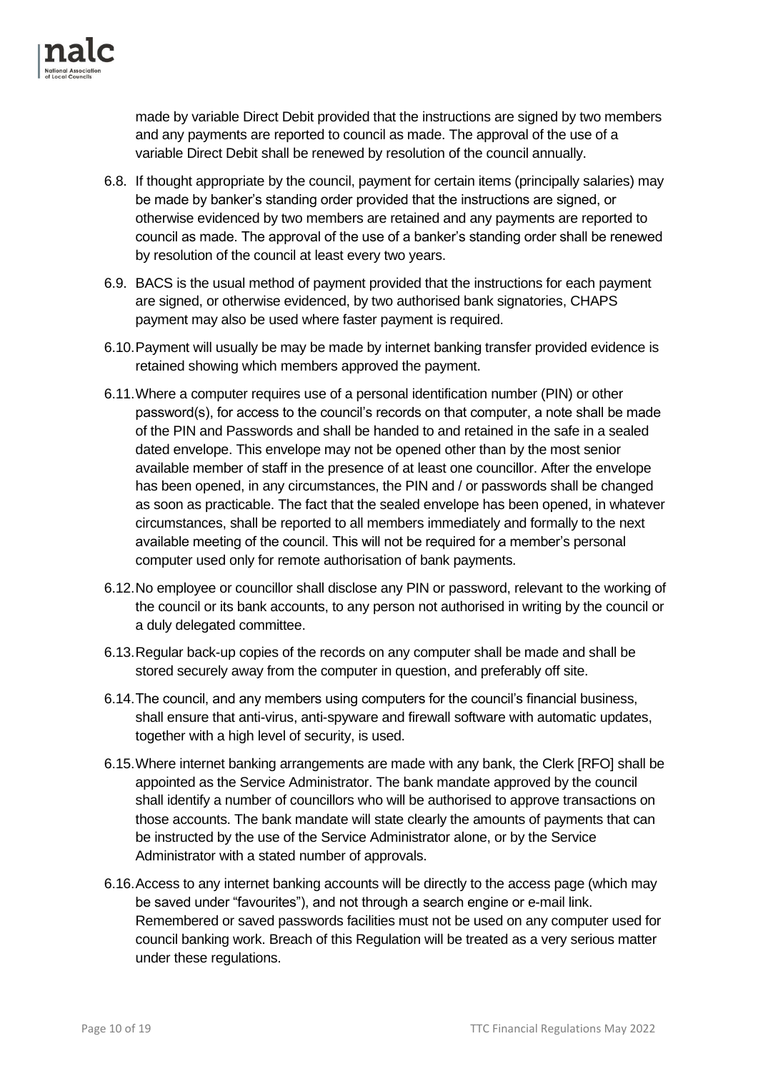made by variable Direct Debit provided that the instructions are signed by two members and any payments are reported to council as made. The approval of the use of a variable Direct Debit shall be renewed by resolution of the council annually.

6.8. If thought appropriate by the council, payment for certain items (principally salaries) may be made by banker's standing order provided that the instructions are signed, or otherwise evidenced by two members are retained and any payments are reported to council as made. The approval of the use of a banker's standing order shall be renewed by resolution of the council at least every two years.

6.9. BACS is the usual method of payment provided that the instructions for each payment are signed, or otherwise evidenced, by two authorised bank signatories, CHAPS payment may also be used where faster payment is required.

6.10. Payment will usually be may be made by internet banking transfer provided evidence is retained showing which members approved the payment.

6.11. Where a computer requires use of a personal identification number (PIN) or other password(s), for access to the council's records on that computer, a note shall be made of the PIN and Passwords and shall be handed to and retained in the safe in a sealed dated envelope. This envelope may not be opened other than by the most senior available member of staff in the presence of at least one councillor. After the envelope has been opened, in any circumstances, the PIN and / or passwords shall be changed as soon as practicable. The fact that the sealed envelope has been opened, in whatever circumstances, shall be reported to all members immediately and formally to the next available meeting of the council. This will not be required for a member's personal computer used only for remote authorisation of bank payments.

6.12. No employee or councillor shall disclose any PIN or password, relevant to the working of the council or its bank accounts, to any person not authorised in writing by the council or a duly delegated committee.

6.13. Regular back-up copies of the records on any computer shall be made and shall be stored securely away from the computer in question, and preferably off site.

6.14. The council, and any members using computers for the council's financial business, shall ensure that anti-virus, anti-spyware and firewall software with automatic updates, together with a high level of security, is used.

6.15. Where internet banking arrangements are made with any bank, the Clerk [RFO] shall be appointed as the Service Administrator. The bank mandate approved by the council shall identify a number of councillors who will be authorised to approve transactions on those accounts. The bank mandate will state clearly the amounts of payments that can be instructed by the use of the Service Administrator alone, or by the Service Administrator with a stated number of approvals.

6.16. Access to any internet banking accounts will be directly to the access page (which may be saved under "favourites"), and not through a search engine or e-mail link. Remembered or saved passwords facilities must not be used on any computer used for council banking work. Breach of this Regulation will be treated as a very serious matter under these regulations.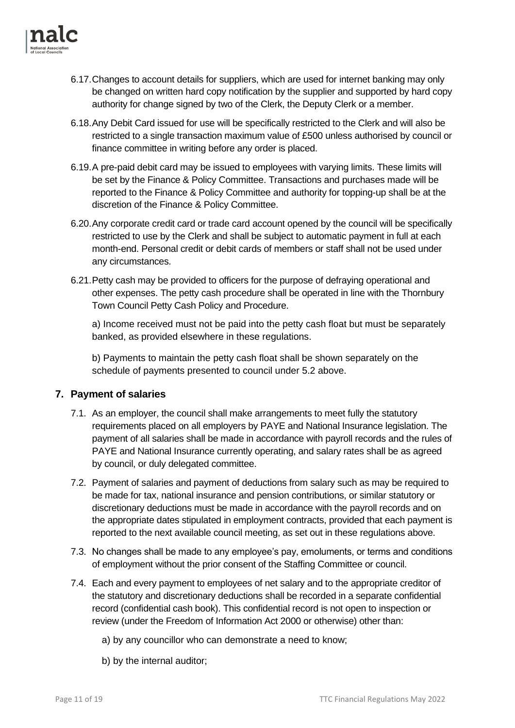6.17. Changes to account details for suppliers, which are used for internet banking may only be changed on written hard copy notification by the supplier and supported by hard copy authority for change signed by two of the Clerk, the Deputy Clerk or a member.

6.18. Any Debit Card issued for use will be specifically restricted to the Clerk and will also be restricted to a single transaction maximum value of £500 unless authorised by council or finance committee in writing before any order is placed.

6.19. A pre-paid debit card may be issued to employees with varying limits. These limits will be set by the Finance & Policy Committee. Transactions and purchases made will be reported to the Finance & Policy Committee and authority for topping-up shall be at the discretion of the Finance & Policy Committee.

6.20. Any corporate credit card or trade card account opened by the council will be specifically restricted to use by the Clerk and shall be subject to automatic payment in full at each month-end. Personal credit or debit cards of members or staff shall not be used under any circumstances.

6.21. Petty cash may be provided to officers for the purpose of defraying operational and other expenses. The petty cash procedure shall be operated in line with the Thornbury Town Council Petty Cash Policy and Procedure.

a) Income received must not be paid into the petty cash float but must be separately banked, as provided elsewhere in these regulations.

b) Payments to maintain the petty cash float shall be shown separately on the schedule of payments presented to council under 5.2 above.

## 7. Payment of salaries

7.1. As an employer, the council shall make arrangements to meet fully the statutory requirements placed on all employers by PAYE and National Insurance legislation. The payment of all salaries shall be made in accordance with payroll records and the rules of PAYE and National Insurance currently operating, and salary rates shall be as agreed by council, or duly delegated committee.

7.2. Payment of salaries and payment of deductions from salary such as may be required to be made for tax, national insurance and pension contributions, or similar statutory or discretionary deductions must be made in accordance with the payroll records and on the appropriate dates stipulated in employment contracts, provided that each payment is reported to the next available council meeting, as set out in these regulations above.

7.3. No changes shall be made to any employee's pay, emoluments, or terms and conditions of employment without the prior consent of the Staffing Committee or council.

7.4. Each and every payment to employees of net salary and to the appropriate creditor of the statutory and discretionary deductions shall be recorded in a separate confidential record (confidential cash book). This confidential record is not open to inspection or review (under the Freedom of Information Act 2000 or otherwise) other than:

a) by any councillor who can demonstrate a need to know;

b) by the internal auditor;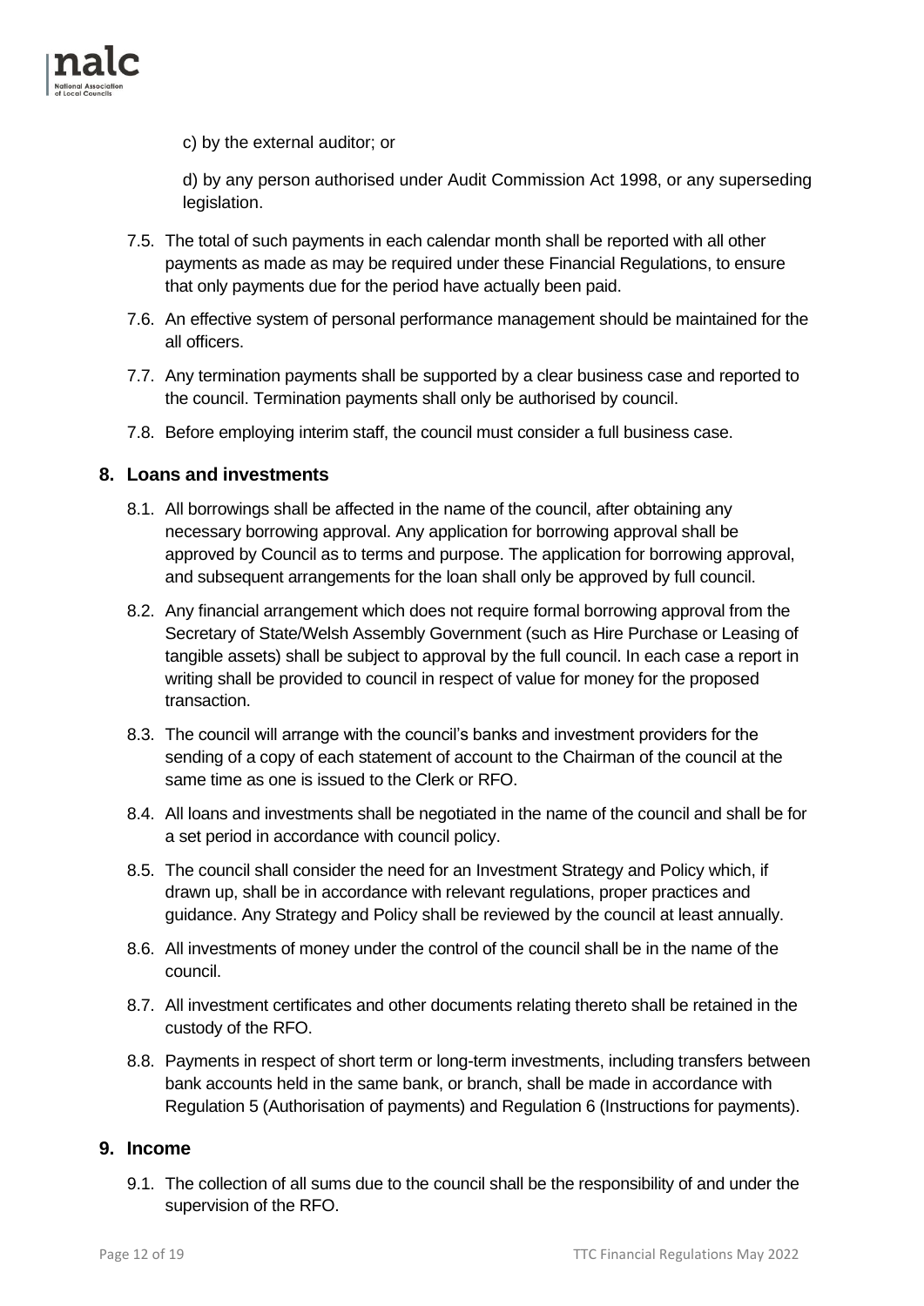c) by the external auditor; or

d) by any person authorised under Audit Commission Act 1998, or any superseding legislation.

7.5. The total of such payments in each calendar month shall be reported with all other payments as made as may be required under these Financial Regulations, to ensure that only payments due for the period have actually been paid.

7.6. An effective system of personal performance management should be maintained for the all officers.

7.7. Any termination payments shall be supported by a clear business case and reported to the council. Termination payments shall only be authorised by council.

7.8. Before employing interim staff, the council must consider a full business case.

## 8. Loans and investments

8.1. All borrowings shall be affected in the name of the council, after obtaining any necessary borrowing approval. Any application for borrowing approval shall be approved by Council as to terms and purpose. The application for borrowing approval, and subsequent arrangements for the loan shall only be approved by full council.

8.2. Any financial arrangement which does not require formal borrowing approval from the Secretary of State/Welsh Assembly Government (such as Hire Purchase or Leasing of tangible assets) shall be subject to approval by the full council. In each case a report in writing shall be provided to council in respect of value for money for the proposed transaction.

8.3. The council will arrange with the council's banks and investment providers for the sending of a copy of each statement of account to the Chairman of the council at the same time as one is issued to the Clerk or RFO.

8.4. All loans and investments shall be negotiated in the name of the council and shall be for a set period in accordance with council policy.

8.5. The council shall consider the need for an Investment Strategy and Policy which, if drawn up, shall be in accordance with relevant regulations, proper practices and guidance. Any Strategy and Policy shall be reviewed by the council at least annually.

8.6. All investments of money under the control of the council shall be in the name of the council.

8.7. All investment certificates and other documents relating thereto shall be retained in the custody of the RFO.

8.8. Payments in respect of short term or long-term investments, including transfers between bank accounts held in the same bank, or branch, shall be made in accordance with Regulation 5 (Authorisation of payments) and Regulation 6 (Instructions for payments).

## 9. Income

9.1. The collection of all sums due to the council shall be the responsibility of and under the supervision of the RFO.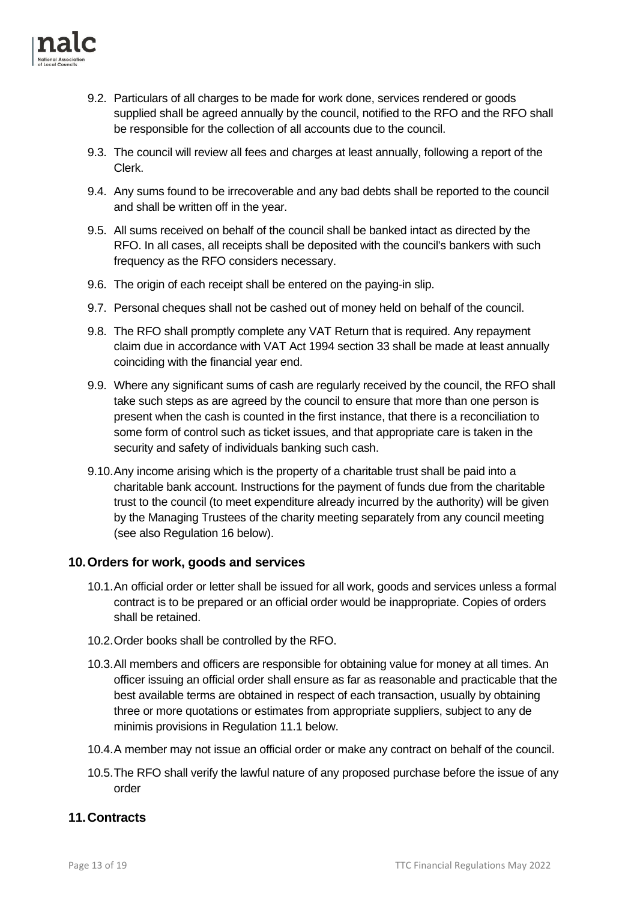9.2. Particulars of all charges to be made for work done, services rendered or goods supplied shall be agreed annually by the council, notified to the RFO and the RFO shall be responsible for the collection of all accounts due to the council.

9.3. The council will review all fees and charges at least annually, following a report of the Clerk.

9.4. Any sums found to be irrecoverable and any bad debts shall be reported to the council and shall be written off in the year.

9.5. All sums received on behalf of the council shall be banked intact as directed by the RFO. In all cases, all receipts shall be deposited with the council's bankers with such frequency as the RFO considers necessary.

9.6. The origin of each receipt shall be entered on the paying-in slip.

9.7. Personal cheques shall not be cashed out of money held on behalf of the council.

9.8. The RFO shall promptly complete any VAT Return that is required. Any repayment claim due in accordance with VAT Act 1994 section 33 shall be made at least annually coinciding with the financial year end.

9.9. Where any significant sums of cash are regularly received by the council, the RFO shall take such steps as are agreed by the council to ensure that more than one person is present when the cash is counted in the first instance, that there is a reconciliation to some form of control such as ticket issues, and that appropriate care is taken in the security and safety of individuals banking such cash.

9.10. Any income arising which is the property of a charitable trust shall be paid into a charitable bank account. Instructions for the payment of funds due from the charitable trust to the council (to meet expenditure already incurred by the authority) will be given by the Managing Trustees of the charity meeting separately from any council meeting (see also Regulation 16 below).

## 10. Orders for work, goods and services

10.1. An official order or letter shall be issued for all work, goods and services unless a formal contract is to be prepared or an official order would be inappropriate. Copies of orders shall be retained.

10.2. Order books shall be controlled by the RFO.

10.3. All members and officers are responsible for obtaining value for money at all times. An officer issuing an official order shall ensure as far as reasonable and practicable that the best available terms are obtained in respect of each transaction, usually by obtaining three or more quotations or estimates from appropriate suppliers, subject to any de minimis provisions in Regulation 11.1 below.

10.4. A member may not issue an official order or make any contract on behalf of the council.

10.5. The RFO shall verify the lawful nature of any proposed purchase before the issue of any order

## 11. Contracts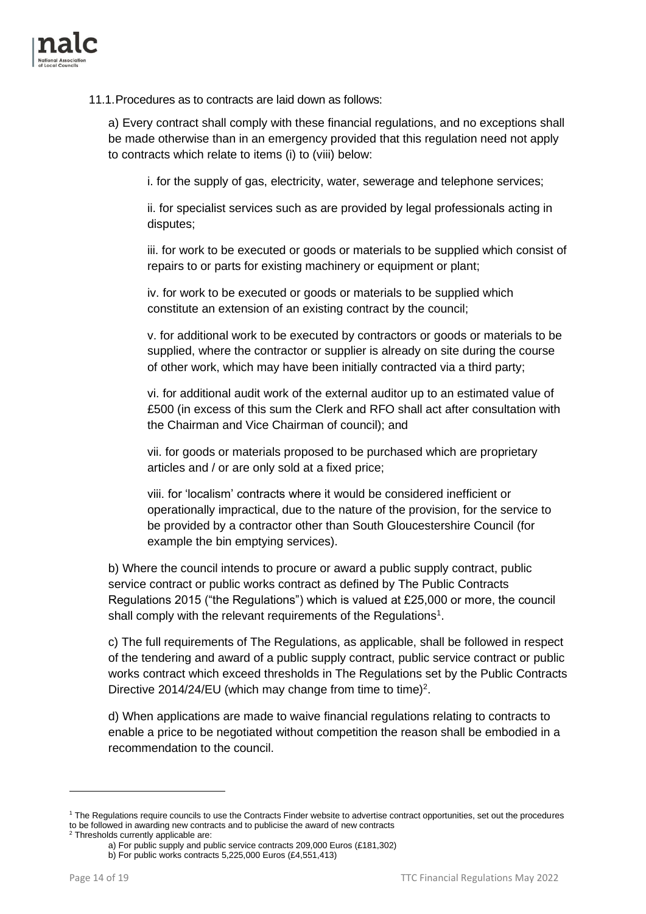11.1. Procedures as to contracts are laid down as follows:

a) Every contract shall comply with these financial regulations, and no exceptions shall be made otherwise than in an emergency provided that this regulation need not apply to contracts which relate to items (i) to (viii) below:

i. for the supply of gas, electricity, water, sewerage and telephone services;

ii. for specialist services such as are provided by legal professionals acting in disputes;

iii. for work to be executed or goods or materials to be supplied which consist of repairs to or parts for existing machinery or equipment or plant;

iv. for work to be executed or goods or materials to be supplied which constitute an extension of an existing contract by the council;

v. for additional work to be executed by contractors or goods or materials to be supplied, where the contractor or supplier is already on site during the course of other work, which may have been initially contracted via a third party;

vi. for additional audit work of the external auditor up to an estimated value of £500 (in excess of this sum the Clerk and RFO shall act after consultation with the Chairman and Vice Chairman of council); and

vii. for goods or materials proposed to be purchased which are proprietary articles and / or are only sold at a fixed price;

viii. for 'localism' contracts where it would be considered inefficient or operationally impractical, due to the nature of the provision, for the service to be provided by a contractor other than South Gloucestershire Council (for example the bin emptying services).

b) Where the council intends to procure or award a public supply contract, public service contract or public works contract as defined by The Public Contracts Regulations 2015 ("the Regulations") which is valued at £25,000 or more, the council shall comply with the relevant requirements of the Regulations[1].

c) The full requirements of The Regulations, as applicable, shall be followed in respect of the tendering and award of a public supply contract, public service contract or public works contract which exceed thresholds in The Regulations set by the Public Contracts Directive 2014/24/EU (which may change from time to time)[2].

d) When applications are made to waive financial regulations relating to contracts to enable a price to be negotiated without competition the reason shall be embodied in a recommendation to the council.

---

[1] The Regulations require councils to use the Contracts Finder website to advertise contract opportunities, set out the procedures to be followed in awarding new contracts and to publicise the award of new contracts

[2] Thresholds currently applicable are:

a) For public supply and public service contracts 209,000 Euros (£181,302)

b) For public works contracts 5,225,000 Euros (£4,551,413)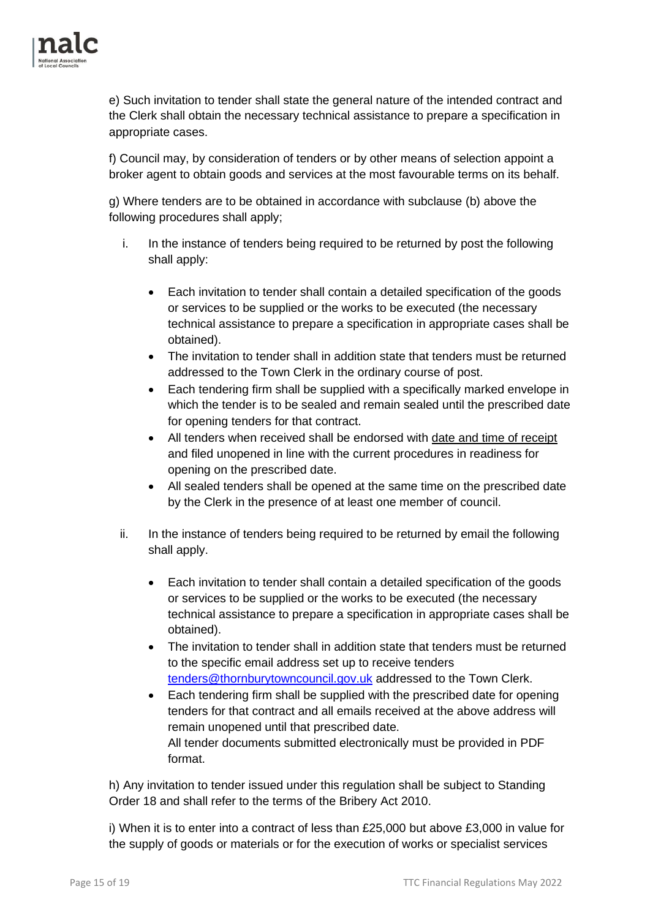e) Such invitation to tender shall state the general nature of the intended contract and the Clerk shall obtain the necessary technical assistance to prepare a specification in appropriate cases.

f) Council may, by consideration of tenders or by other means of selection appoint a broker agent to obtain goods and services at the most favourable terms on its behalf.

g) Where tenders are to be obtained in accordance with subclause (b) above the following procedures shall apply;

i. In the instance of tenders being required to be returned by post the following shall apply:

   - Each invitation to tender shall contain a detailed specification of the goods or services to be supplied or the works to be executed (the necessary technical assistance to prepare a specification in appropriate cases shall be obtained).
   - The invitation to tender shall in addition state that tenders must be returned addressed to the Town Clerk in the ordinary course of post.
   - Each tendering firm shall be supplied with a specifically marked envelope in which the tender is to be sealed and remain sealed until the prescribed date for opening tenders for that contract.
   - All tenders when received shall be endorsed with <u>date and time of receipt</u> and filed unopened in line with the current procedures in readiness for opening on the prescribed date.
   - All sealed tenders shall be opened at the same time on the prescribed date by the Clerk in the presence of at least one member of council.

ii. In the instance of tenders being required to be returned by email the following shall apply.

   - Each invitation to tender shall contain a detailed specification of the goods or services to be supplied or the works to be executed (the necessary technical assistance to prepare a specification in appropriate cases shall be obtained).
   - The invitation to tender shall in addition state that tenders must be returned to the specific email address set up to receive tenders [tenders@thornburytowncouncil.gov.uk](mailto:tenders@thornburytowncouncil.gov.uk) addressed to the Town Clerk.
   - Each tendering firm shall be supplied with the prescribed date for opening tenders for that contract and all emails received at the above address will remain unopened until that prescribed date.
     All tender documents submitted electronically must be provided in PDF format.

h) Any invitation to tender issued under this regulation shall be subject to Standing Order 18 and shall refer to the terms of the Bribery Act 2010.

i) When it is to enter into a contract of less than £25,000 but above £3,000 in value for the supply of goods or materials or for the execution of works or specialist services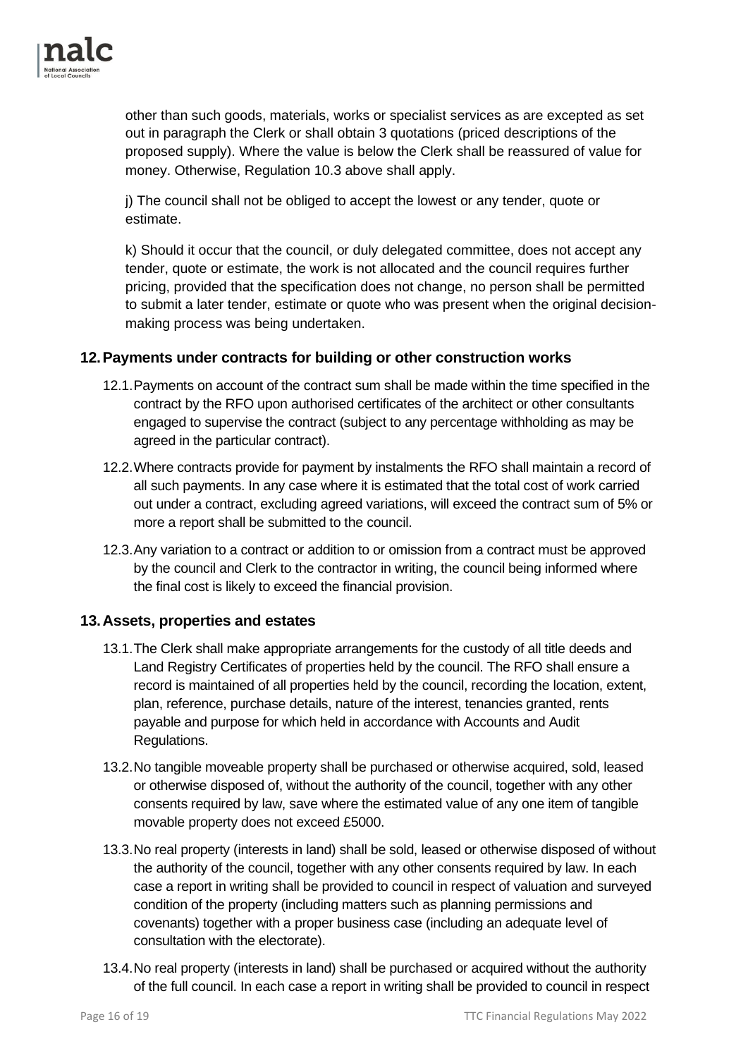other than such goods, materials, works or specialist services as are excepted as set out in paragraph the Clerk or shall obtain 3 quotations (priced descriptions of the proposed supply). Where the value is below the Clerk shall be reassured of value for money. Otherwise, Regulation 10.3 above shall apply.

j) The council shall not be obliged to accept the lowest or any tender, quote or estimate.

k) Should it occur that the council, or duly delegated committee, does not accept any tender, quote or estimate, the work is not allocated and the council requires further pricing, provided that the specification does not change, no person shall be permitted to submit a later tender, estimate or quote who was present when the original decision-making process was being undertaken.

## 12. Payments under contracts for building or other construction works

12.1. Payments on account of the contract sum shall be made within the time specified in the contract by the RFO upon authorised certificates of the architect or other consultants engaged to supervise the contract (subject to any percentage withholding as may be agreed in the particular contract).

12.2. Where contracts provide for payment by instalments the RFO shall maintain a record of all such payments. In any case where it is estimated that the total cost of work carried out under a contract, excluding agreed variations, will exceed the contract sum of 5% or more a report shall be submitted to the council.

12.3. Any variation to a contract or addition to or omission from a contract must be approved by the council and Clerk to the contractor in writing, the council being informed where the final cost is likely to exceed the financial provision.

## 13. Assets, properties and estates

13.1. The Clerk shall make appropriate arrangements for the custody of all title deeds and Land Registry Certificates of properties held by the council. The RFO shall ensure a record is maintained of all properties held by the council, recording the location, extent, plan, reference, purchase details, nature of the interest, tenancies granted, rents payable and purpose for which held in accordance with Accounts and Audit Regulations.

13.2. No tangible moveable property shall be purchased or otherwise acquired, sold, leased or otherwise disposed of, without the authority of the council, together with any other consents required by law, save where the estimated value of any one item of tangible movable property does not exceed £5000.

13.3. No real property (interests in land) shall be sold, leased or otherwise disposed of without the authority of the council, together with any other consents required by law. In each case a report in writing shall be provided to council in respect of valuation and surveyed condition of the property (including matters such as planning permissions and covenants) together with a proper business case (including an adequate level of consultation with the electorate).

13.4. No real property (interests in land) shall be purchased or acquired without the authority of the full council. In each case a report in writing shall be provided to council in respect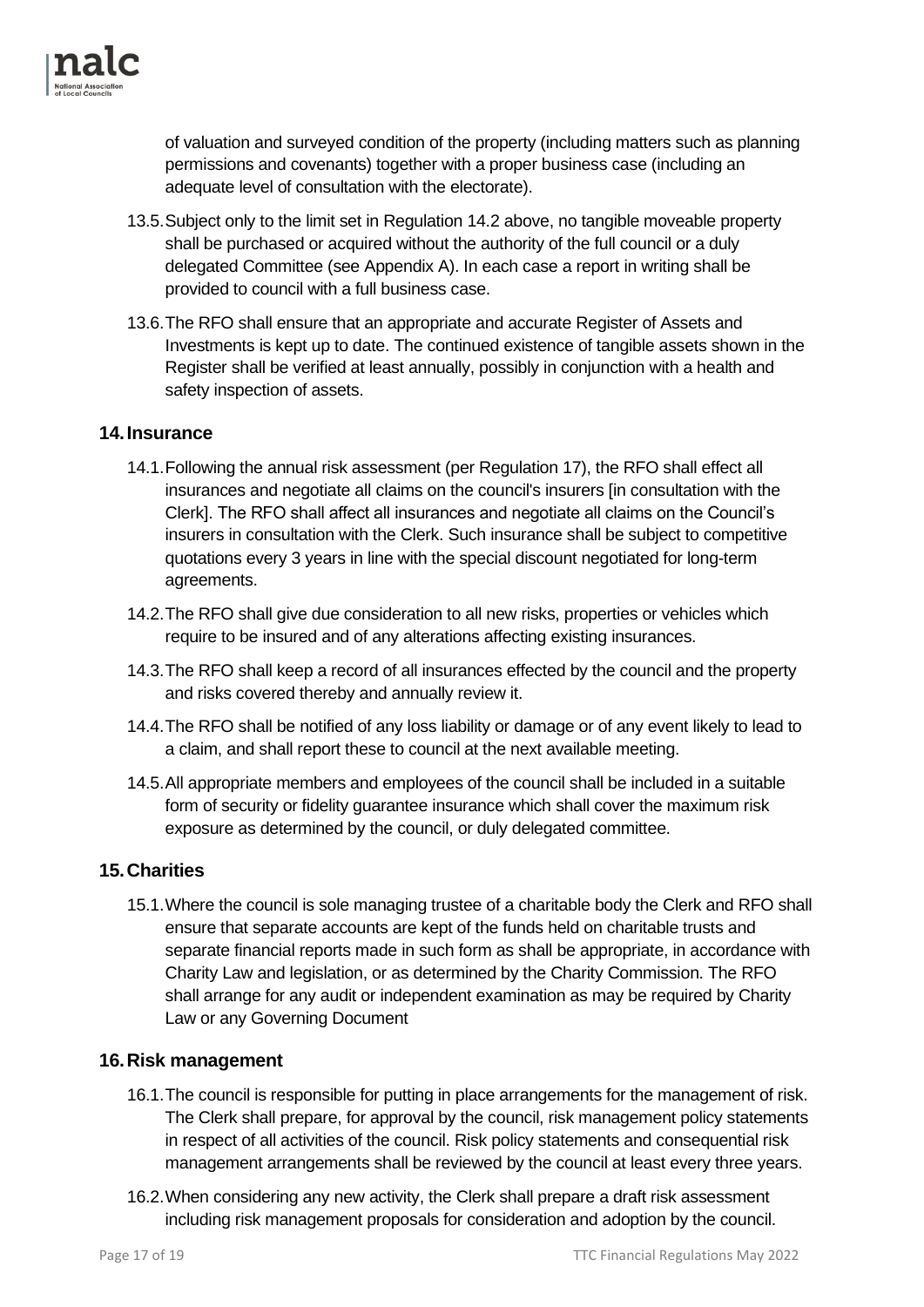of valuation and surveyed condition of the property (including matters such as planning permissions and covenants) together with a proper business case (including an adequate level of consultation with the electorate).

13.5. Subject only to the limit set in Regulation 14.2 above, no tangible moveable property shall be purchased or acquired without the authority of the full council or a duly delegated Committee (see Appendix A). In each case a report in writing shall be provided to council with a full business case.

13.6. The RFO shall ensure that an appropriate and accurate Register of Assets and Investments is kept up to date. The continued existence of tangible assets shown in the Register shall be verified at least annually, possibly in conjunction with a health and safety inspection of assets.

## 14. Insurance

14.1. Following the annual risk assessment (per Regulation 17), the RFO shall effect all insurances and negotiate all claims on the council's insurers [in consultation with the Clerk]. The RFO shall affect all insurances and negotiate all claims on the Council's insurers in consultation with the Clerk. Such insurance shall be subject to competitive quotations every 3 years in line with the special discount negotiated for long-term agreements.

14.2. The RFO shall give due consideration to all new risks, properties or vehicles which require to be insured and of any alterations affecting existing insurances.

14.3. The RFO shall keep a record of all insurances effected by the council and the property and risks covered thereby and annually review it.

14.4. The RFO shall be notified of any loss liability or damage or of any event likely to lead to a claim, and shall report these to council at the next available meeting.

14.5. All appropriate members and employees of the council shall be included in a suitable form of security or fidelity guarantee insurance which shall cover the maximum risk exposure as determined by the council, or duly delegated committee.

## 15. Charities

15.1. Where the council is sole managing trustee of a charitable body the Clerk and RFO shall ensure that separate accounts are kept of the funds held on charitable trusts and separate financial reports made in such form as shall be appropriate, in accordance with Charity Law and legislation, or as determined by the Charity Commission. The RFO shall arrange for any audit or independent examination as may be required by Charity Law or any Governing Document

## 16. Risk management

16.1. The council is responsible for putting in place arrangements for the management of risk. The Clerk shall prepare, for approval by the council, risk management policy statements in respect of all activities of the council. Risk policy statements and consequential risk management arrangements shall be reviewed by the council at least every three years.

16.2. When considering any new activity, the Clerk shall prepare a draft risk assessment including risk management proposals for consideration and adoption by the council.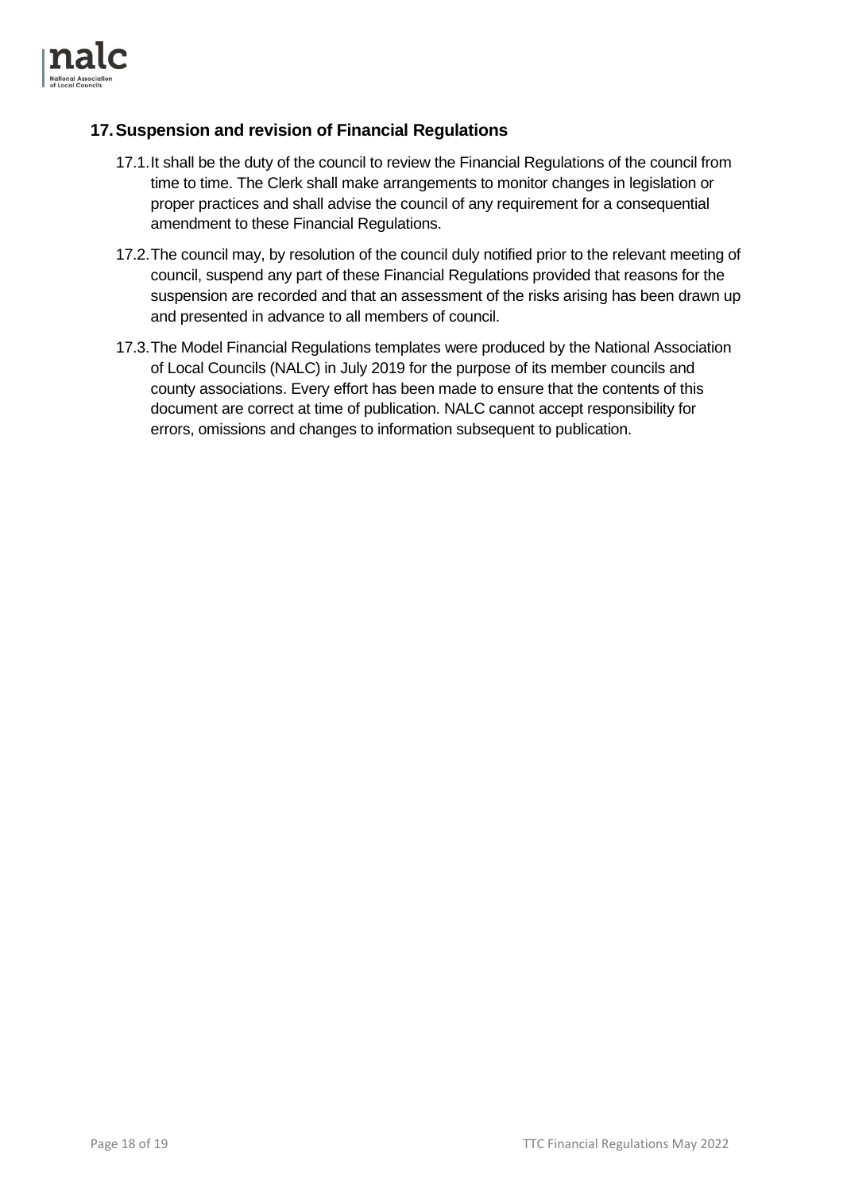## 17. Suspension and revision of Financial Regulations

17.1. It shall be the duty of the council to review the Financial Regulations of the council from time to time. The Clerk shall make arrangements to monitor changes in legislation or proper practices and shall advise the council of any requirement for a consequential amendment to these Financial Regulations.

17.2. The council may, by resolution of the council duly notified prior to the relevant meeting of council, suspend any part of these Financial Regulations provided that reasons for the suspension are recorded and that an assessment of the risks arising has been drawn up and presented in advance to all members of council.

17.3. The Model Financial Regulations templates were produced by the National Association of Local Councils (NALC) in July 2019 for the purpose of its member councils and county associations. Every effort has been made to ensure that the contents of this document are correct at time of publication. NALC cannot accept responsibility for errors, omissions and changes to information subsequent to publication.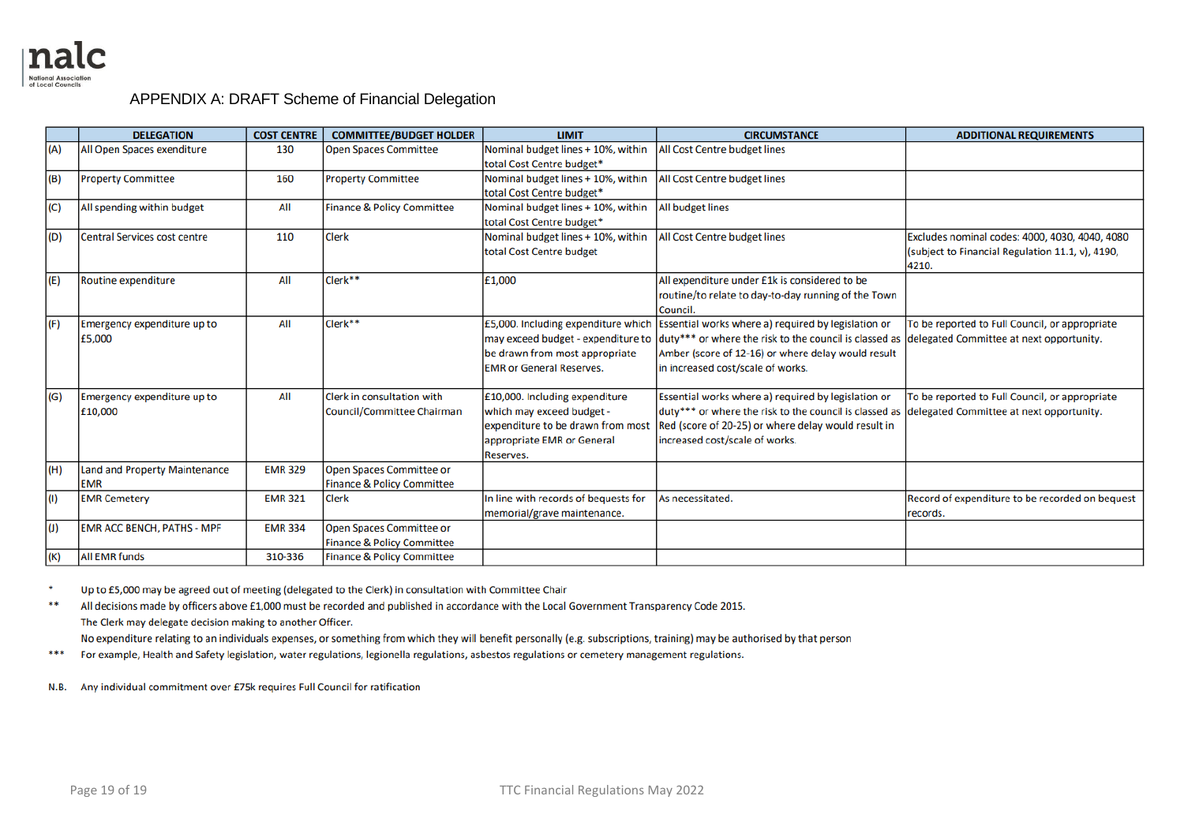nalc
National Association of Local Councils

APPENDIX A: DRAFT Scheme of Financial Delegation

| | DELEGATION | COST CENTRE | COMMITTEE/BUDGET HOLDER | LIMIT | CIRCUMSTANCE | ADDITIONAL REQUIREMENTS |
|---|---|---|---|---|---|---|
| (A) | All Open Spaces exenditure | 130 | Open Spaces Committee | Nominal budget lines + 10%, within total Cost Centre budget* | All Cost Centre budget lines | |
| (B) | Property Committee | 160 | Property Committee | Nominal budget lines + 10%, within total Cost Centre budget* | All Cost Centre budget lines | |
| (C) | All spending within budget | All | Finance & Policy Committee | Nominal budget lines + 10%, within total Cost Centre budget* | All budget lines | |
| (D) | Central Services cost centre | 110 | Clerk | Nominal budget lines + 10%, within total Cost Centre budget | All Cost Centre budget lines | Excludes nominal codes: 4000, 4030, 4040, 4080 (subject to Financial Regulation 11.1, v), 4190, 4210. |
| (E) | Routine expenditure | All | Clerk** | £1,000 | All expenditure under £1k is considered to be routine/to relate to day-to-day running of the Town Council. | |
| (F) | Emergency expenditure up to £5,000 | All | Clerk** | £5,000. Including expenditure which may exceed budget - expenditure to be drawn from most appropriate EMR or General Reserves. | Essential works where a) required by legislation or duty*** or where the risk to the council is classed as Amber (score of 12-16) or where delay would result in increased cost/scale of works. | To be reported to Full Council, or appropriate delegated Committee at next opportunity. |
| (G) | Emergency expenditure up to £10,000 | All | Clerk in consultation with Council/Committee Chairman | £10,000. Including expenditure which may exceed budget - expenditure to be drawn from most appropriate EMR or General Reserves. | Essential works where a) required by legislation or duty*** or where the risk to the council is classed as Red (score of 20-25) or where delay would result in increased cost/scale of works. | To be reported to Full Council, or appropriate delegated Committee at next opportunity. |
| (H) | Land and Property Maintenance EMR | EMR 329 | Open Spaces Committee or Finance & Policy Committee | | | |
| (I) | EMR Cemetery | EMR 321 | Clerk | In line with records of bequests for memorial/grave maintenance. | As necessitated. | Record of expenditure to be recorded on bequest records. |
| (J) | EMR ACC BENCH, PATHS - MPF | EMR 334 | Open Spaces Committee or Finance & Policy Committee | | | |
| (K) | All EMR funds | 310-336 | Finance & Policy Committee | | | |

\* Up to £5,000 may be agreed out of meeting (delegated to the Clerk) in consultation with Committee Chair

** All decisions made by officers above £1,000 must be recorded and published in accordance with the Local Government Transparency Code 2015.
The Clerk may delegate decision making to another Officer.
No expenditure relating to an individuals expenses, or something from which they will benefit personally (e.g. subscriptions, training) may be authorised by that person

*** For example, Health and Safety legislation, water regulations, legionella regulations, asbestos regulations or cemetery management regulations.

N.B. Any individual commitment over £75k requires Full Council for ratification